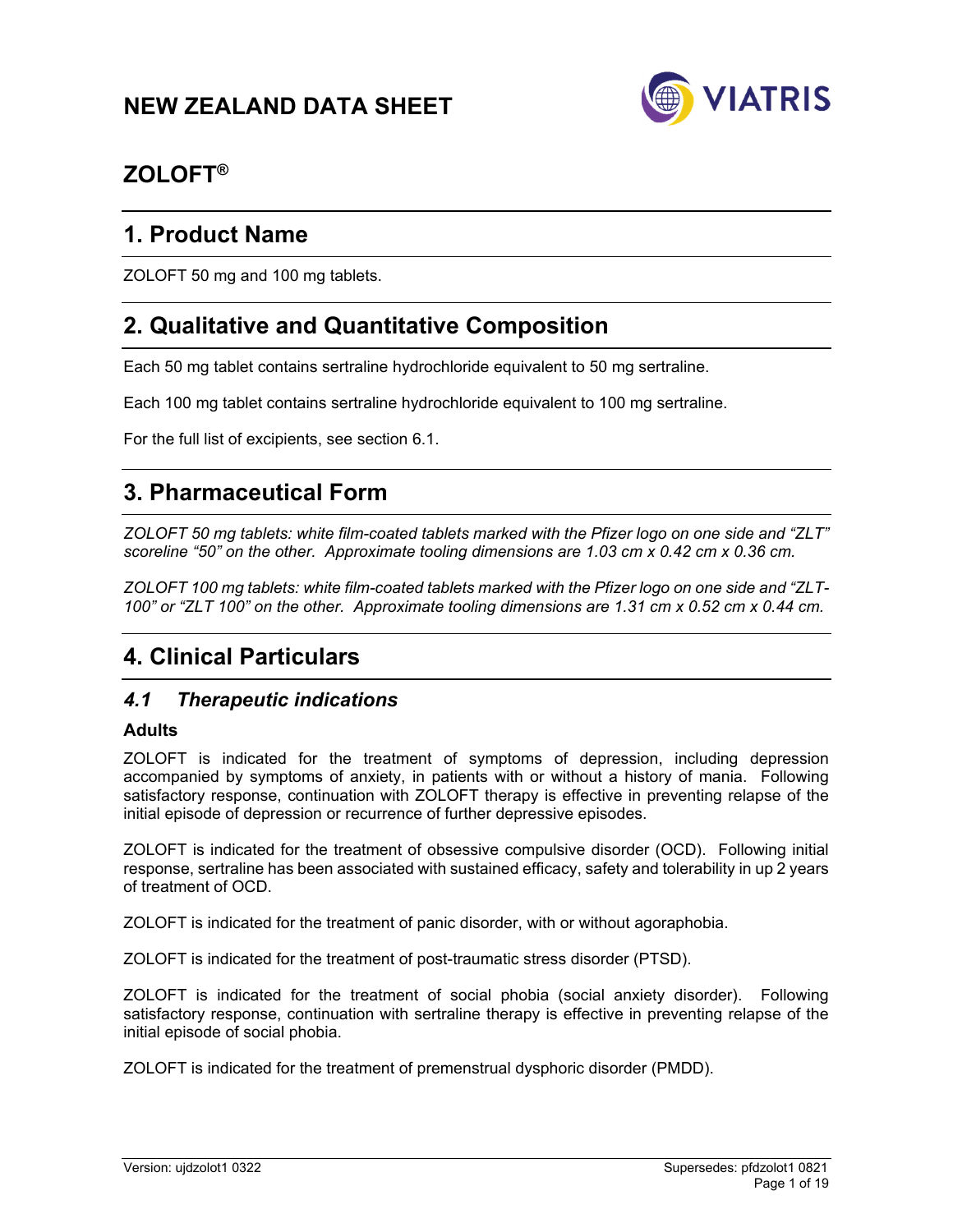# NEW ZEALAND DATA SHEET

# ZOLOFT®

## 1. Product Name

ZOLOFT 50 mg and 100 mg tablets.

## 2. Qualitative and Quantitative Composition

Each 50 mg tablet contains sertraline hydrochloride equivalent to 50 mg sertraline.

Each 100 mg tablet contains sertraline hydrochloride equivalent to 100 mg sertraline.

For the full list of excipients, see section 6.1.

## 3. Pharmaceutical Form

*ZOLOFT 50 mg tablets: white film-coated tablets marked with the Pfizer logo on one side and "ZLT" scoreline "50" on the other. Approximate tooling dimensions are 1.03 cm x 0.42 cm x 0.36 cm.*

*ZOLOFT 100 mg tablets: white film-coated tablets marked with the Pfizer logo on one side and "ZLT-100" or "ZLT 100" on the other. Approximate tooling dimensions are 1.31 cm x 0.52 cm x 0.44 cm.*

## 4. Clinical Particulars

### *4.1 Therapeutic indications*

**Adults**

ZOLOFT is indicated for the treatment of symptoms of depression, including depression accompanied by symptoms of anxiety, in patients with or without a history of mania. Following satisfactory response, continuation with ZOLOFT therapy is effective in preventing relapse of the initial episode of depression or recurrence of further depressive episodes.

ZOLOFT is indicated for the treatment of obsessive compulsive disorder (OCD). Following initial response, sertraline has been associated with sustained efficacy, safety and tolerability in up 2 years of treatment of OCD.

ZOLOFT is indicated for the treatment of panic disorder, with or without agoraphobia.

ZOLOFT is indicated for the treatment of post-traumatic stress disorder (PTSD).

ZOLOFT is indicated for the treatment of social phobia (social anxiety disorder). Following satisfactory response, continuation with sertraline therapy is effective in preventing relapse of the initial episode of social phobia.

ZOLOFT is indicated for the treatment of premenstrual dysphoric disorder (PMDD).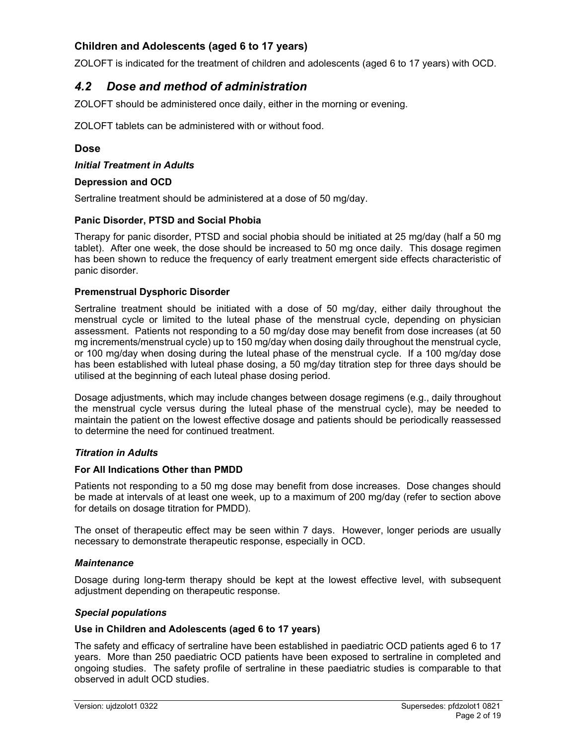### Children and Adolescents (aged 6 to 17 years)

ZOLOFT is indicated for the treatment of children and adolescents (aged 6 to 17 years) with OCD.

## *4.2 Dose and method of administration*

ZOLOFT should be administered once daily, either in the morning or evening.

ZOLOFT tablets can be administered with or without food.

### Dose

***Initial Treatment in Adults***

**Depression and OCD**

Sertraline treatment should be administered at a dose of 50 mg/day.

**Panic Disorder, PTSD and Social Phobia**

Therapy for panic disorder, PTSD and social phobia should be initiated at 25 mg/day (half a 50 mg tablet). After one week, the dose should be increased to 50 mg once daily. This dosage regimen has been shown to reduce the frequency of early treatment emergent side effects characteristic of panic disorder.

**Premenstrual Dysphoric Disorder**

Sertraline treatment should be initiated with a dose of 50 mg/day, either daily throughout the menstrual cycle or limited to the luteal phase of the menstrual cycle, depending on physician assessment. Patients not responding to a 50 mg/day dose may benefit from dose increases (at 50 mg increments/menstrual cycle) up to 150 mg/day when dosing daily throughout the menstrual cycle, or 100 mg/day when dosing during the luteal phase of the menstrual cycle. If a 100 mg/day dose has been established with luteal phase dosing, a 50 mg/day titration step for three days should be utilised at the beginning of each luteal phase dosing period.

Dosage adjustments, which may include changes between dosage regimens (e.g., daily throughout the menstrual cycle versus during the luteal phase of the menstrual cycle), may be needed to maintain the patient on the lowest effective dosage and patients should be periodically reassessed to determine the need for continued treatment.

***Titration in Adults***

**For All Indications Other than PMDD**

Patients not responding to a 50 mg dose may benefit from dose increases. Dose changes should be made at intervals of at least one week, up to a maximum of 200 mg/day (refer to section above for details on dosage titration for PMDD).

The onset of therapeutic effect may be seen within 7 days. However, longer periods are usually necessary to demonstrate therapeutic response, especially in OCD.

***Maintenance***

Dosage during long-term therapy should be kept at the lowest effective level, with subsequent adjustment depending on therapeutic response.

***Special populations***

**Use in Children and Adolescents (aged 6 to 17 years)**

The safety and efficacy of sertraline have been established in paediatric OCD patients aged 6 to 17 years. More than 250 paediatric OCD patients have been exposed to sertraline in completed and ongoing studies. The safety profile of sertraline in these paediatric studies is comparable to that observed in adult OCD studies.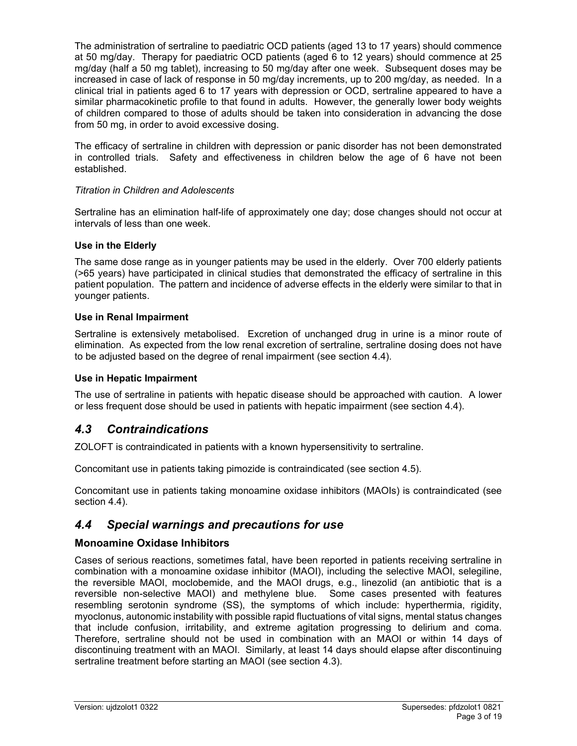The administration of sertraline to paediatric OCD patients (aged 13 to 17 years) should commence at 50 mg/day. Therapy for paediatric OCD patients (aged 6 to 12 years) should commence at 25 mg/day (half a 50 mg tablet), increasing to 50 mg/day after one week. Subsequent doses may be increased in case of lack of response in 50 mg/day increments, up to 200 mg/day, as needed. In a clinical trial in patients aged 6 to 17 years with depression or OCD, sertraline appeared to have a similar pharmacokinetic profile to that found in adults. However, the generally lower body weights of children compared to those of adults should be taken into consideration in advancing the dose from 50 mg, in order to avoid excessive dosing.

The efficacy of sertraline in children with depression or panic disorder has not been demonstrated in controlled trials. Safety and effectiveness in children below the age of 6 have not been established.

*Titration in Children and Adolescents*

Sertraline has an elimination half-life of approximately one day; dose changes should not occur at intervals of less than one week.

**Use in the Elderly**

The same dose range as in younger patients may be used in the elderly. Over 700 elderly patients (>65 years) have participated in clinical studies that demonstrated the efficacy of sertraline in this patient population. The pattern and incidence of adverse effects in the elderly were similar to that in younger patients.

**Use in Renal Impairment**

Sertraline is extensively metabolised. Excretion of unchanged drug in urine is a minor route of elimination. As expected from the low renal excretion of sertraline, sertraline dosing does not have to be adjusted based on the degree of renal impairment (see section 4.4).

**Use in Hepatic Impairment**

The use of sertraline in patients with hepatic disease should be approached with caution. A lower or less frequent dose should be used in patients with hepatic impairment (see section 4.4).

## *4.3 Contraindications*

ZOLOFT is contraindicated in patients with a known hypersensitivity to sertraline.

Concomitant use in patients taking pimozide is contraindicated (see section 4.5).

Concomitant use in patients taking monoamine oxidase inhibitors (MAOIs) is contraindicated (see section 4.4).

## *4.4 Special warnings and precautions for use*

### Monoamine Oxidase Inhibitors

Cases of serious reactions, sometimes fatal, have been reported in patients receiving sertraline in combination with a monoamine oxidase inhibitor (MAOI), including the selective MAOI, selegiline, the reversible MAOI, moclobemide, and the MAOI drugs, e.g., linezolid (an antibiotic that is a reversible non-selective MAOI) and methylene blue. Some cases presented with features resembling serotonin syndrome (SS), the symptoms of which include: hyperthermia, rigidity, myoclonus, autonomic instability with possible rapid fluctuations of vital signs, mental status changes that include confusion, irritability, and extreme agitation progressing to delirium and coma. Therefore, sertraline should not be used in combination with an MAOI or within 14 days of discontinuing treatment with an MAOI. Similarly, at least 14 days should elapse after discontinuing sertraline treatment before starting an MAOI (see section 4.3).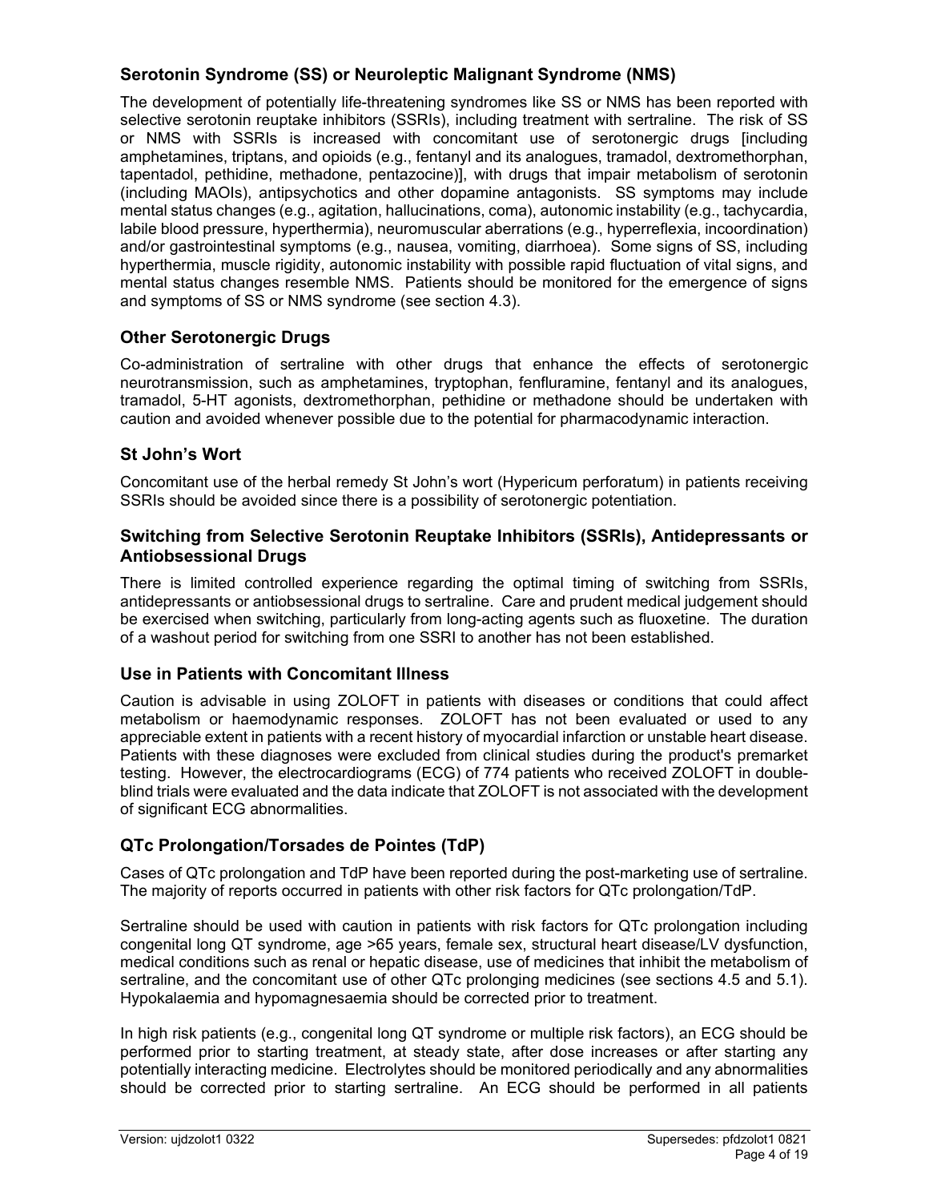### Serotonin Syndrome (SS) or Neuroleptic Malignant Syndrome (NMS)

The development of potentially life-threatening syndromes like SS or NMS has been reported with selective serotonin reuptake inhibitors (SSRIs), including treatment with sertraline. The risk of SS or NMS with SSRIs is increased with concomitant use of serotonergic drugs [including amphetamines, triptans, and opioids (e.g., fentanyl and its analogues, tramadol, dextromethorphan, tapentadol, pethidine, methadone, pentazocine)], with drugs that impair metabolism of serotonin (including MAOIs), antipsychotics and other dopamine antagonists. SS symptoms may include mental status changes (e.g., agitation, hallucinations, coma), autonomic instability (e.g., tachycardia, labile blood pressure, hyperthermia), neuromuscular aberrations (e.g., hyperreflexia, incoordination) and/or gastrointestinal symptoms (e.g., nausea, vomiting, diarrhoea). Some signs of SS, including hyperthermia, muscle rigidity, autonomic instability with possible rapid fluctuation of vital signs, and mental status changes resemble NMS. Patients should be monitored for the emergence of signs and symptoms of SS or NMS syndrome (see section 4.3).

### Other Serotonergic Drugs

Co-administration of sertraline with other drugs that enhance the effects of serotonergic neurotransmission, such as amphetamines, tryptophan, fenfluramine, fentanyl and its analogues, tramadol, 5-HT agonists, dextromethorphan, pethidine or methadone should be undertaken with caution and avoided whenever possible due to the potential for pharmacodynamic interaction.

### St John's Wort

Concomitant use of the herbal remedy St John's wort (Hypericum perforatum) in patients receiving SSRIs should be avoided since there is a possibility of serotonergic potentiation.

### Switching from Selective Serotonin Reuptake Inhibitors (SSRIs), Antidepressants or Antiobsessional Drugs

There is limited controlled experience regarding the optimal timing of switching from SSRIs, antidepressants or antiobsessional drugs to sertraline. Care and prudent medical judgement should be exercised when switching, particularly from long-acting agents such as fluoxetine. The duration of a washout period for switching from one SSRI to another has not been established.

### Use in Patients with Concomitant Illness

Caution is advisable in using ZOLOFT in patients with diseases or conditions that could affect metabolism or haemodynamic responses. ZOLOFT has not been evaluated or used to any appreciable extent in patients with a recent history of myocardial infarction or unstable heart disease. Patients with these diagnoses were excluded from clinical studies during the product's premarket testing. However, the electrocardiograms (ECG) of 774 patients who received ZOLOFT in double-blind trials were evaluated and the data indicate that ZOLOFT is not associated with the development of significant ECG abnormalities.

### QTc Prolongation/Torsades de Pointes (TdP)

Cases of QTc prolongation and TdP have been reported during the post-marketing use of sertraline. The majority of reports occurred in patients with other risk factors for QTc prolongation/TdP.

Sertraline should be used with caution in patients with risk factors for QTc prolongation including congenital long QT syndrome, age >65 years, female sex, structural heart disease/LV dysfunction, medical conditions such as renal or hepatic disease, use of medicines that inhibit the metabolism of sertraline, and the concomitant use of other QTc prolonging medicines (see sections 4.5 and 5.1). Hypokalaemia and hypomagnesaemia should be corrected prior to treatment.

In high risk patients (e.g., congenital long QT syndrome or multiple risk factors), an ECG should be performed prior to starting treatment, at steady state, after dose increases or after starting any potentially interacting medicine. Electrolytes should be monitored periodically and any abnormalities should be corrected prior to starting sertraline. An ECG should be performed in all patients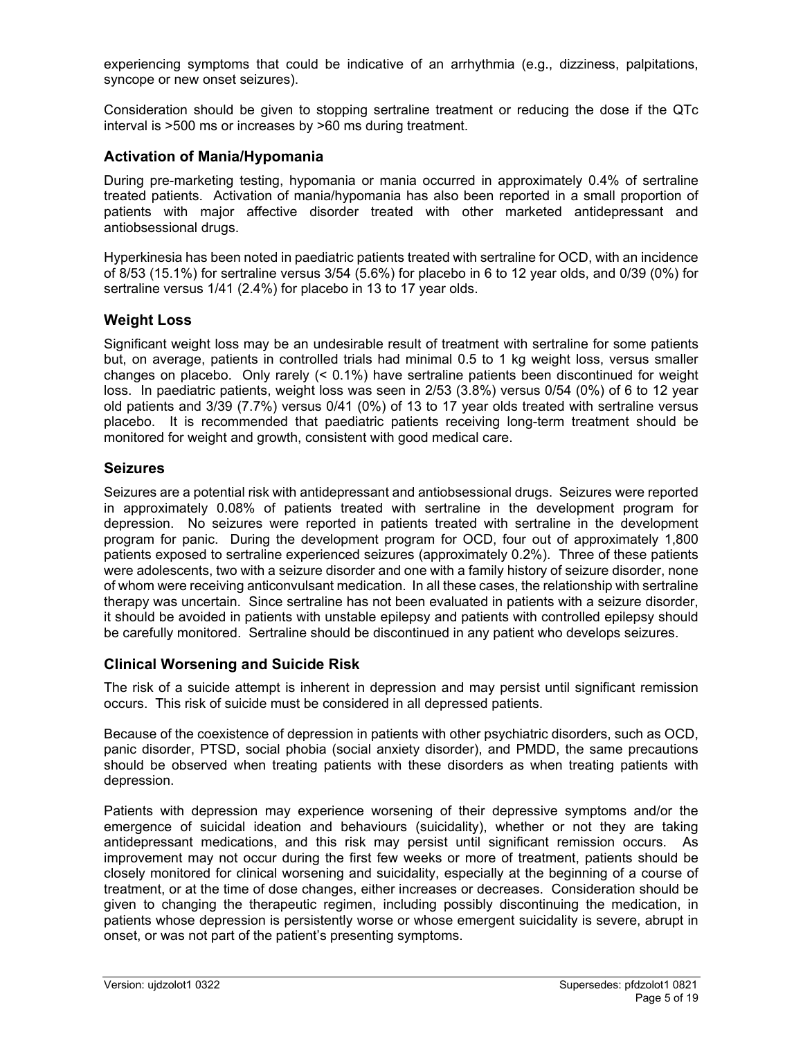experiencing symptoms that could be indicative of an arrhythmia (e.g., dizziness, palpitations, syncope or new onset seizures).

Consideration should be given to stopping sertraline treatment or reducing the dose if the QTc interval is >500 ms or increases by >60 ms during treatment.

## Activation of Mania/Hypomania

During pre-marketing testing, hypomania or mania occurred in approximately 0.4% of sertraline treated patients. Activation of mania/hypomania has also been reported in a small proportion of patients with major affective disorder treated with other marketed antidepressant and antiobsessional drugs.

Hyperkinesia has been noted in paediatric patients treated with sertraline for OCD, with an incidence of 8/53 (15.1%) for sertraline versus 3/54 (5.6%) for placebo in 6 to 12 year olds, and 0/39 (0%) for sertraline versus 1/41 (2.4%) for placebo in 13 to 17 year olds.

## Weight Loss

Significant weight loss may be an undesirable result of treatment with sertraline for some patients but, on average, patients in controlled trials had minimal 0.5 to 1 kg weight loss, versus smaller changes on placebo. Only rarely (< 0.1%) have sertraline patients been discontinued for weight loss. In paediatric patients, weight loss was seen in 2/53 (3.8%) versus 0/54 (0%) of 6 to 12 year old patients and 3/39 (7.7%) versus 0/41 (0%) of 13 to 17 year olds treated with sertraline versus placebo. It is recommended that paediatric patients receiving long-term treatment should be monitored for weight and growth, consistent with good medical care.

## Seizures

Seizures are a potential risk with antidepressant and antiobsessional drugs. Seizures were reported in approximately 0.08% of patients treated with sertraline in the development program for depression. No seizures were reported in patients treated with sertraline in the development program for panic. During the development program for OCD, four out of approximately 1,800 patients exposed to sertraline experienced seizures (approximately 0.2%). Three of these patients were adolescents, two with a seizure disorder and one with a family history of seizure disorder, none of whom were receiving anticonvulsant medication. In all these cases, the relationship with sertraline therapy was uncertain. Since sertraline has not been evaluated in patients with a seizure disorder, it should be avoided in patients with unstable epilepsy and patients with controlled epilepsy should be carefully monitored. Sertraline should be discontinued in any patient who develops seizures.

## Clinical Worsening and Suicide Risk

The risk of a suicide attempt is inherent in depression and may persist until significant remission occurs. This risk of suicide must be considered in all depressed patients.

Because of the coexistence of depression in patients with other psychiatric disorders, such as OCD, panic disorder, PTSD, social phobia (social anxiety disorder), and PMDD, the same precautions should be observed when treating patients with these disorders as when treating patients with depression.

Patients with depression may experience worsening of their depressive symptoms and/or the emergence of suicidal ideation and behaviours (suicidality), whether or not they are taking antidepressant medications, and this risk may persist until significant remission occurs. As improvement may not occur during the first few weeks or more of treatment, patients should be closely monitored for clinical worsening and suicidality, especially at the beginning of a course of treatment, or at the time of dose changes, either increases or decreases. Consideration should be given to changing the therapeutic regimen, including possibly discontinuing the medication, in patients whose depression is persistently worse or whose emergent suicidality is severe, abrupt in onset, or was not part of the patient's presenting symptoms.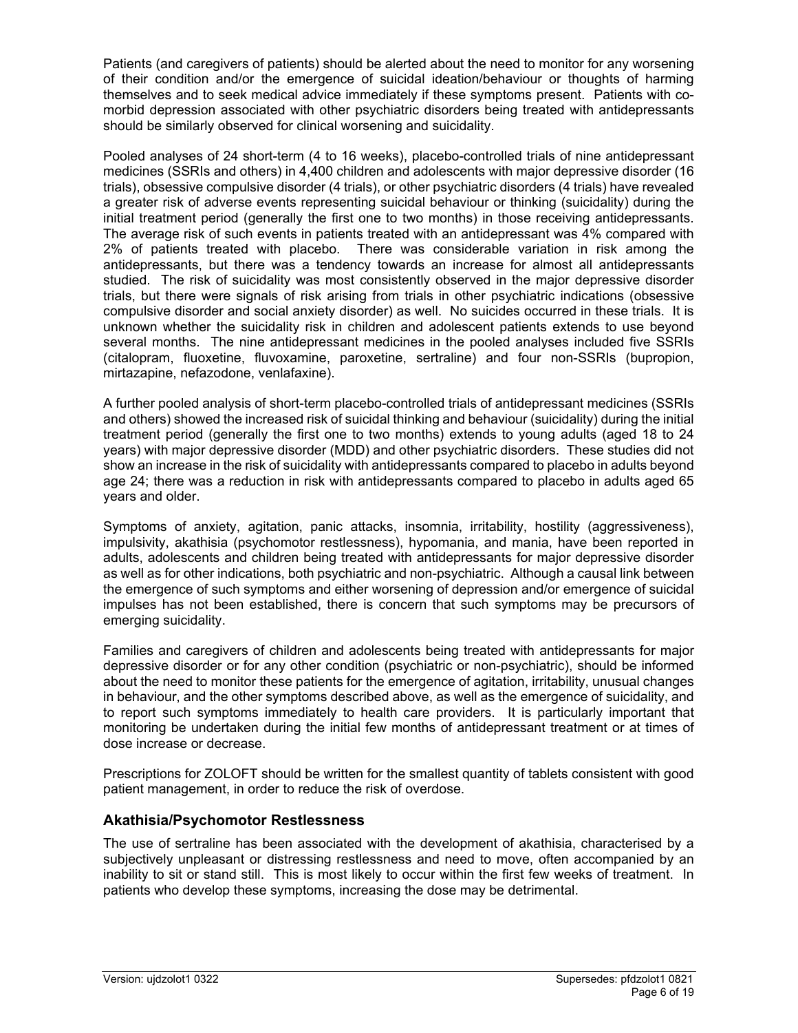Patients (and caregivers of patients) should be alerted about the need to monitor for any worsening of their condition and/or the emergence of suicidal ideation/behaviour or thoughts of harming themselves and to seek medical advice immediately if these symptoms present. Patients with co-morbid depression associated with other psychiatric disorders being treated with antidepressants should be similarly observed for clinical worsening and suicidality.

Pooled analyses of 24 short-term (4 to 16 weeks), placebo-controlled trials of nine antidepressant medicines (SSRIs and others) in 4,400 children and adolescents with major depressive disorder (16 trials), obsessive compulsive disorder (4 trials), or other psychiatric disorders (4 trials) have revealed a greater risk of adverse events representing suicidal behaviour or thinking (suicidality) during the initial treatment period (generally the first one to two months) in those receiving antidepressants. The average risk of such events in patients treated with an antidepressant was 4% compared with 2% of patients treated with placebo. There was considerable variation in risk among the antidepressants, but there was a tendency towards an increase for almost all antidepressants studied. The risk of suicidality was most consistently observed in the major depressive disorder trials, but there were signals of risk arising from trials in other psychiatric indications (obsessive compulsive disorder and social anxiety disorder) as well. No suicides occurred in these trials. It is unknown whether the suicidality risk in children and adolescent patients extends to use beyond several months. The nine antidepressant medicines in the pooled analyses included five SSRIs (citalopram, fluoxetine, fluvoxamine, paroxetine, sertraline) and four non-SSRIs (bupropion, mirtazapine, nefazodone, venlafaxine).

A further pooled analysis of short-term placebo-controlled trials of antidepressant medicines (SSRIs and others) showed the increased risk of suicidal thinking and behaviour (suicidality) during the initial treatment period (generally the first one to two months) extends to young adults (aged 18 to 24 years) with major depressive disorder (MDD) and other psychiatric disorders. These studies did not show an increase in the risk of suicidality with antidepressants compared to placebo in adults beyond age 24; there was a reduction in risk with antidepressants compared to placebo in adults aged 65 years and older.

Symptoms of anxiety, agitation, panic attacks, insomnia, irritability, hostility (aggressiveness), impulsivity, akathisia (psychomotor restlessness), hypomania, and mania, have been reported in adults, adolescents and children being treated with antidepressants for major depressive disorder as well as for other indications, both psychiatric and non-psychiatric. Although a causal link between the emergence of such symptoms and either worsening of depression and/or emergence of suicidal impulses has not been established, there is concern that such symptoms may be precursors of emerging suicidality.

Families and caregivers of children and adolescents being treated with antidepressants for major depressive disorder or for any other condition (psychiatric or non-psychiatric), should be informed about the need to monitor these patients for the emergence of agitation, irritability, unusual changes in behaviour, and the other symptoms described above, as well as the emergence of suicidality, and to report such symptoms immediately to health care providers. It is particularly important that monitoring be undertaken during the initial few months of antidepressant treatment or at times of dose increase or decrease.

Prescriptions for ZOLOFT should be written for the smallest quantity of tablets consistent with good patient management, in order to reduce the risk of overdose.

### Akathisia/Psychomotor Restlessness

The use of sertraline has been associated with the development of akathisia, characterised by a subjectively unpleasant or distressing restlessness and need to move, often accompanied by an inability to sit or stand still. This is most likely to occur within the first few weeks of treatment. In patients who develop these symptoms, increasing the dose may be detrimental.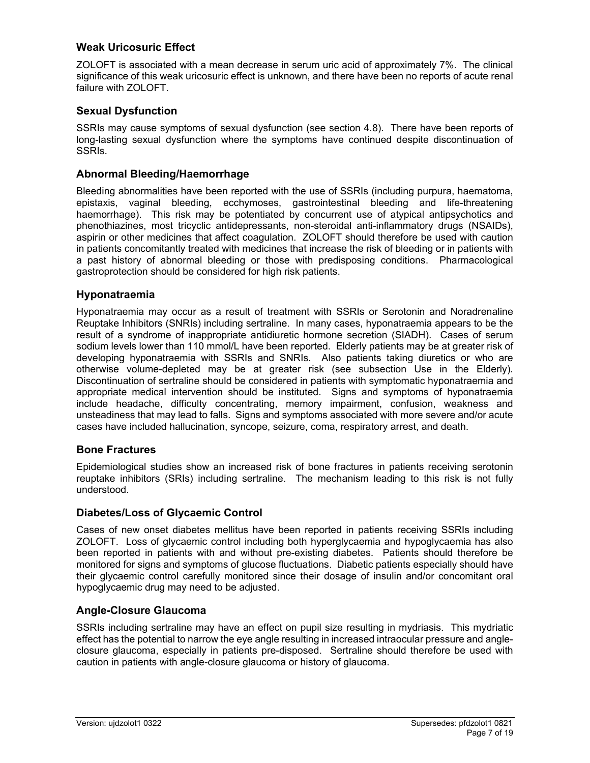### Weak Uricosuric Effect

ZOLOFT is associated with a mean decrease in serum uric acid of approximately 7%. The clinical significance of this weak uricosuric effect is unknown, and there have been no reports of acute renal failure with ZOLOFT.

### Sexual Dysfunction

SSRIs may cause symptoms of sexual dysfunction (see section 4.8). There have been reports of long-lasting sexual dysfunction where the symptoms have continued despite discontinuation of SSRIs.

### Abnormal Bleeding/Haemorrhage

Bleeding abnormalities have been reported with the use of SSRIs (including purpura, haematoma, epistaxis, vaginal bleeding, ecchymoses, gastrointestinal bleeding and life-threatening haemorrhage). This risk may be potentiated by concurrent use of atypical antipsychotics and phenothiazines, most tricyclic antidepressants, non-steroidal anti-inflammatory drugs (NSAIDs), aspirin or other medicines that affect coagulation. ZOLOFT should therefore be used with caution in patients concomitantly treated with medicines that increase the risk of bleeding or in patients with a past history of abnormal bleeding or those with predisposing conditions. Pharmacological gastroprotection should be considered for high risk patients.

### Hyponatraemia

Hyponatraemia may occur as a result of treatment with SSRIs or Serotonin and Noradrenaline Reuptake Inhibitors (SNRIs) including sertraline. In many cases, hyponatraemia appears to be the result of a syndrome of inappropriate antidiuretic hormone secretion (SIADH). Cases of serum sodium levels lower than 110 mmol/L have been reported. Elderly patients may be at greater risk of developing hyponatraemia with SSRIs and SNRIs. Also patients taking diuretics or who are otherwise volume-depleted may be at greater risk (see subsection Use in the Elderly). Discontinuation of sertraline should be considered in patients with symptomatic hyponatraemia and appropriate medical intervention should be instituted. Signs and symptoms of hyponatraemia include headache, difficulty concentrating, memory impairment, confusion, weakness and unsteadiness that may lead to falls. Signs and symptoms associated with more severe and/or acute cases have included hallucination, syncope, seizure, coma, respiratory arrest, and death.

### Bone Fractures

Epidemiological studies show an increased risk of bone fractures in patients receiving serotonin reuptake inhibitors (SRIs) including sertraline. The mechanism leading to this risk is not fully understood.

### Diabetes/Loss of Glycaemic Control

Cases of new onset diabetes mellitus have been reported in patients receiving SSRIs including ZOLOFT. Loss of glycaemic control including both hyperglycaemia and hypoglycaemia has also been reported in patients with and without pre-existing diabetes. Patients should therefore be monitored for signs and symptoms of glucose fluctuations. Diabetic patients especially should have their glycaemic control carefully monitored since their dosage of insulin and/or concomitant oral hypoglycaemic drug may need to be adjusted.

### Angle-Closure Glaucoma

SSRIs including sertraline may have an effect on pupil size resulting in mydriasis. This mydriatic effect has the potential to narrow the eye angle resulting in increased intraocular pressure and angle-closure glaucoma, especially in patients pre-disposed. Sertraline should therefore be used with caution in patients with angle-closure glaucoma or history of glaucoma.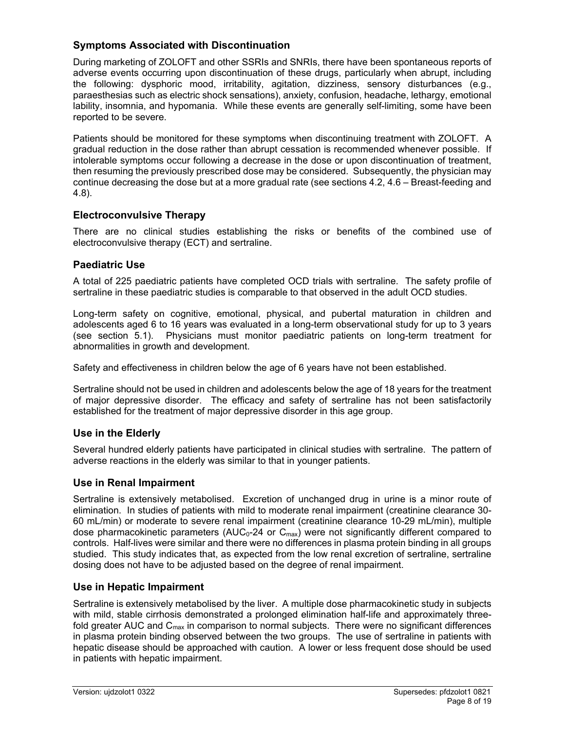### Symptoms Associated with Discontinuation

During marketing of ZOLOFT and other SSRIs and SNRIs, there have been spontaneous reports of adverse events occurring upon discontinuation of these drugs, particularly when abrupt, including the following: dysphoric mood, irritability, agitation, dizziness, sensory disturbances (e.g., paraesthesias such as electric shock sensations), anxiety, confusion, headache, lethargy, emotional lability, insomnia, and hypomania. While these events are generally self-limiting, some have been reported to be severe.

Patients should be monitored for these symptoms when discontinuing treatment with ZOLOFT. A gradual reduction in the dose rather than abrupt cessation is recommended whenever possible. If intolerable symptoms occur following a decrease in the dose or upon discontinuation of treatment, then resuming the previously prescribed dose may be considered. Subsequently, the physician may continue decreasing the dose but at a more gradual rate (see sections 4.2, 4.6 – Breast-feeding and 4.8).

### Electroconvulsive Therapy

There are no clinical studies establishing the risks or benefits of the combined use of electroconvulsive therapy (ECT) and sertraline.

### Paediatric Use

A total of 225 paediatric patients have completed OCD trials with sertraline. The safety profile of sertraline in these paediatric studies is comparable to that observed in the adult OCD studies.

Long-term safety on cognitive, emotional, physical, and pubertal maturation in children and adolescents aged 6 to 16 years was evaluated in a long-term observational study for up to 3 years (see section 5.1). Physicians must monitor paediatric patients on long-term treatment for abnormalities in growth and development.

Safety and effectiveness in children below the age of 6 years have not been established.

Sertraline should not be used in children and adolescents below the age of 18 years for the treatment of major depressive disorder. The efficacy and safety of sertraline has not been satisfactorily established for the treatment of major depressive disorder in this age group.

### Use in the Elderly

Several hundred elderly patients have participated in clinical studies with sertraline. The pattern of adverse reactions in the elderly was similar to that in younger patients.

### Use in Renal Impairment

Sertraline is extensively metabolised. Excretion of unchanged drug in urine is a minor route of elimination. In studies of patients with mild to moderate renal impairment (creatinine clearance 30-60 mL/min) or moderate to severe renal impairment (creatinine clearance 10-29 mL/min), multiple dose pharmacokinetic parameters ($AUC_0$-24 or $C_{max}$) were not significantly different compared to controls. Half-lives were similar and there were no differences in plasma protein binding in all groups studied. This study indicates that, as expected from the low renal excretion of sertraline, sertraline dosing does not have to be adjusted based on the degree of renal impairment.

### Use in Hepatic Impairment

Sertraline is extensively metabolised by the liver. A multiple dose pharmacokinetic study in subjects with mild, stable cirrhosis demonstrated a prolonged elimination half-life and approximately three-fold greater AUC and $C_{max}$ in comparison to normal subjects. There were no significant differences in plasma protein binding observed between the two groups. The use of sertraline in patients with hepatic disease should be approached with caution. A lower or less frequent dose should be used in patients with hepatic impairment.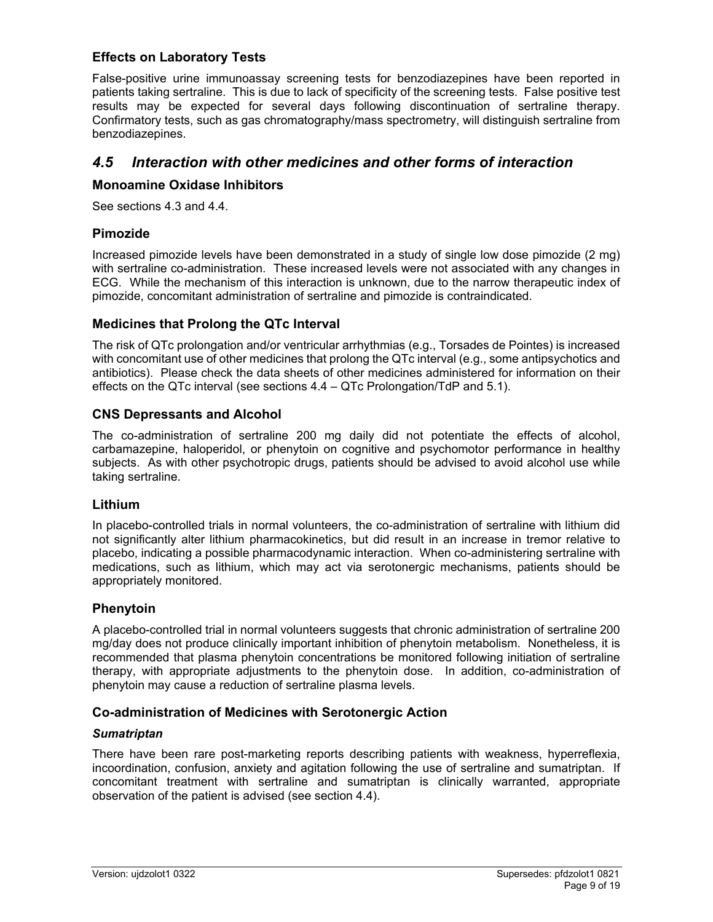### Effects on Laboratory Tests

False-positive urine immunoassay screening tests for benzodiazepines have been reported in patients taking sertraline. This is due to lack of specificity of the screening tests. False positive test results may be expected for several days following discontinuation of sertraline therapy. Confirmatory tests, such as gas chromatography/mass spectrometry, will distinguish sertraline from benzodiazepines.

## *4.5 Interaction with other medicines and other forms of interaction*

### Monoamine Oxidase Inhibitors

See sections 4.3 and 4.4.

### Pimozide

Increased pimozide levels have been demonstrated in a study of single low dose pimozide (2 mg) with sertraline co-administration. These increased levels were not associated with any changes in ECG. While the mechanism of this interaction is unknown, due to the narrow therapeutic index of pimozide, concomitant administration of sertraline and pimozide is contraindicated.

### Medicines that Prolong the QTc Interval

The risk of QTc prolongation and/or ventricular arrhythmias (e.g., Torsades de Pointes) is increased with concomitant use of other medicines that prolong the QTc interval (e.g., some antipsychotics and antibiotics). Please check the data sheets of other medicines administered for information on their effects on the QTc interval (see sections 4.4 – QTc Prolongation/TdP and 5.1).

### CNS Depressants and Alcohol

The co-administration of sertraline 200 mg daily did not potentiate the effects of alcohol, carbamazepine, haloperidol, or phenytoin on cognitive and psychomotor performance in healthy subjects. As with other psychotropic drugs, patients should be advised to avoid alcohol use while taking sertraline.

### Lithium

In placebo-controlled trials in normal volunteers, the co-administration of sertraline with lithium did not significantly alter lithium pharmacokinetics, but did result in an increase in tremor relative to placebo, indicating a possible pharmacodynamic interaction. When co-administering sertraline with medications, such as lithium, which may act via serotonergic mechanisms, patients should be appropriately monitored.

### Phenytoin

A placebo-controlled trial in normal volunteers suggests that chronic administration of sertraline 200 mg/day does not produce clinically important inhibition of phenytoin metabolism. Nonetheless, it is recommended that plasma phenytoin concentrations be monitored following initiation of sertraline therapy, with appropriate adjustments to the phenytoin dose. In addition, co-administration of phenytoin may cause a reduction of sertraline plasma levels.

### Co-administration of Medicines with Serotonergic Action

***Sumatriptan***

There have been rare post-marketing reports describing patients with weakness, hyperreflexia, incoordination, confusion, anxiety and agitation following the use of sertraline and sumatriptan. If concomitant treatment with sertraline and sumatriptan is clinically warranted, appropriate observation of the patient is advised (see section 4.4).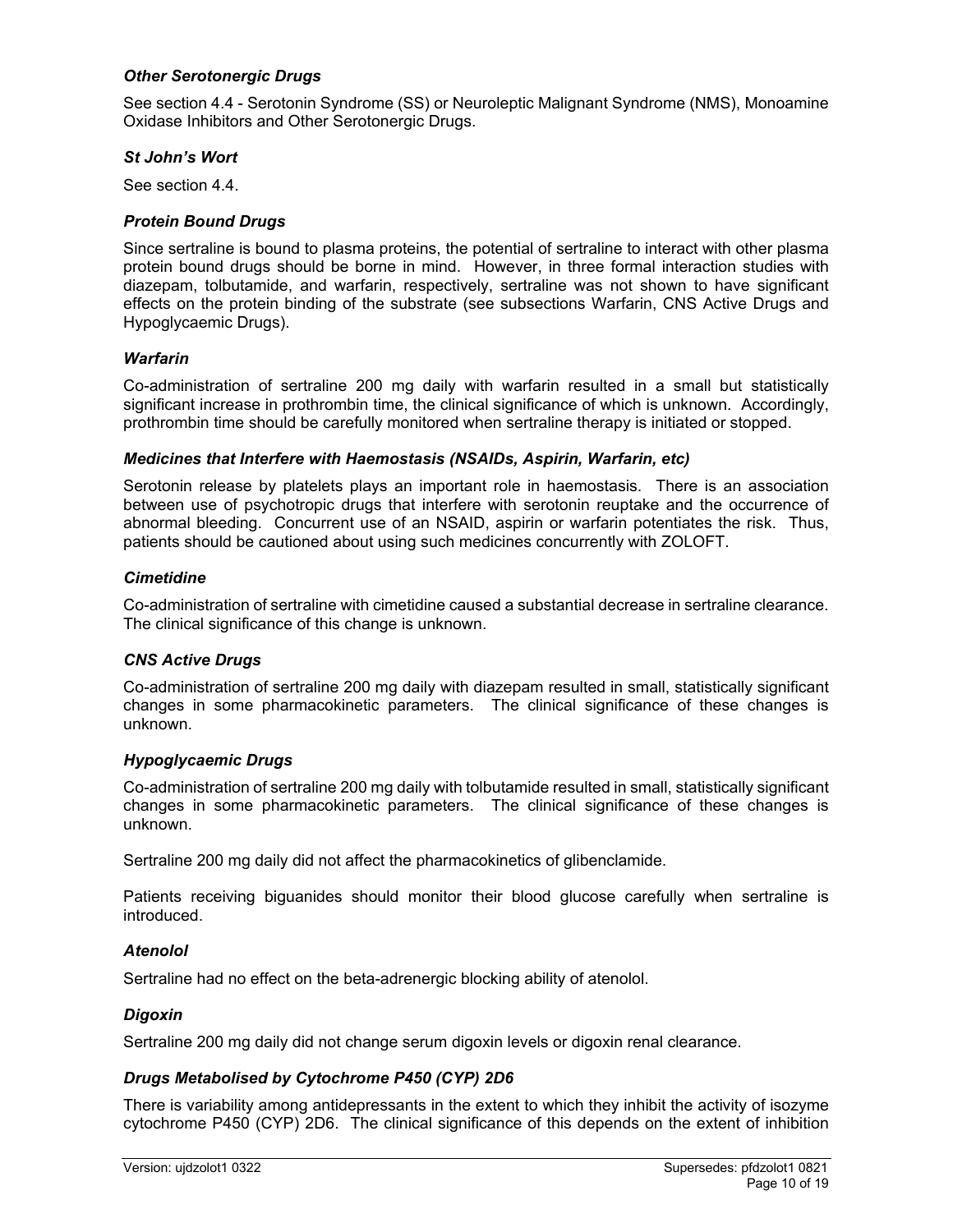### *Other Serotonergic Drugs*

See section 4.4 - Serotonin Syndrome (SS) or Neuroleptic Malignant Syndrome (NMS), Monoamine Oxidase Inhibitors and Other Serotonergic Drugs.

### *St John's Wort*

See section 4.4.

### *Protein Bound Drugs*

Since sertraline is bound to plasma proteins, the potential of sertraline to interact with other plasma protein bound drugs should be borne in mind. However, in three formal interaction studies with diazepam, tolbutamide, and warfarin, respectively, sertraline was not shown to have significant effects on the protein binding of the substrate (see subsections Warfarin, CNS Active Drugs and Hypoglycaemic Drugs).

### *Warfarin*

Co-administration of sertraline 200 mg daily with warfarin resulted in a small but statistically significant increase in prothrombin time, the clinical significance of which is unknown. Accordingly, prothrombin time should be carefully monitored when sertraline therapy is initiated or stopped.

### *Medicines that Interfere with Haemostasis (NSAIDs, Aspirin, Warfarin, etc)*

Serotonin release by platelets plays an important role in haemostasis. There is an association between use of psychotropic drugs that interfere with serotonin reuptake and the occurrence of abnormal bleeding. Concurrent use of an NSAID, aspirin or warfarin potentiates the risk. Thus, patients should be cautioned about using such medicines concurrently with ZOLOFT.

### *Cimetidine*

Co-administration of sertraline with cimetidine caused a substantial decrease in sertraline clearance. The clinical significance of this change is unknown.

### *CNS Active Drugs*

Co-administration of sertraline 200 mg daily with diazepam resulted in small, statistically significant changes in some pharmacokinetic parameters. The clinical significance of these changes is unknown.

### *Hypoglycaemic Drugs*

Co-administration of sertraline 200 mg daily with tolbutamide resulted in small, statistically significant changes in some pharmacokinetic parameters. The clinical significance of these changes is unknown.

Sertraline 200 mg daily did not affect the pharmacokinetics of glibenclamide.

Patients receiving biguanides should monitor their blood glucose carefully when sertraline is introduced.

### *Atenolol*

Sertraline had no effect on the beta-adrenergic blocking ability of atenolol.

### *Digoxin*

Sertraline 200 mg daily did not change serum digoxin levels or digoxin renal clearance.

### *Drugs Metabolised by Cytochrome P450 (CYP) 2D6*

There is variability among antidepressants in the extent to which they inhibit the activity of isozyme cytochrome P450 (CYP) 2D6. The clinical significance of this depends on the extent of inhibition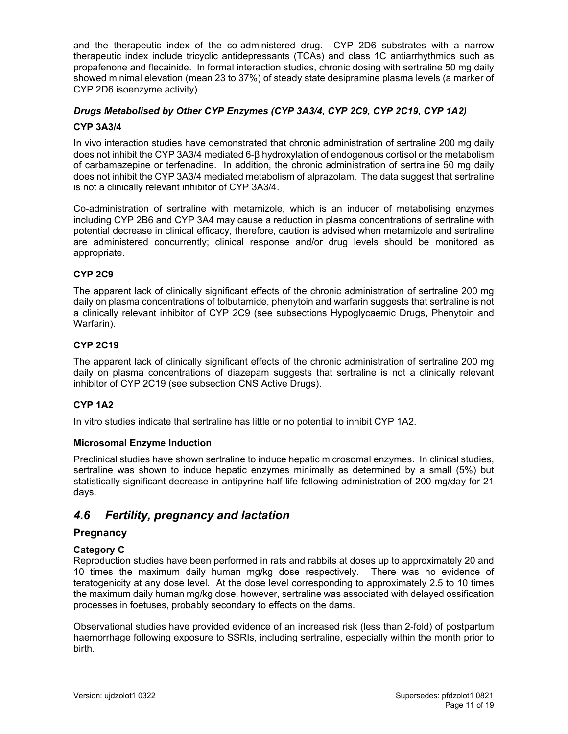and the therapeutic index of the co-administered drug. CYP 2D6 substrates with a narrow therapeutic index include tricyclic antidepressants (TCAs) and class 1C antiarrhythmics such as propafenone and flecainide. In formal interaction studies, chronic dosing with sertraline 50 mg daily showed minimal elevation (mean 23 to 37%) of steady state desipramine plasma levels (a marker of CYP 2D6 isoenzyme activity).

***Drugs Metabolised by Other CYP Enzymes (CYP 3A3/4, CYP 2C9, CYP 2C19, CYP 1A2)***

**CYP 3A3/4**

In vivo interaction studies have demonstrated that chronic administration of sertraline 200 mg daily does not inhibit the CYP 3A3/4 mediated 6-β hydroxylation of endogenous cortisol or the metabolism of carbamazepine or terfenadine. In addition, the chronic administration of sertraline 50 mg daily does not inhibit the CYP 3A3/4 mediated metabolism of alprazolam. The data suggest that sertraline is not a clinically relevant inhibitor of CYP 3A3/4.

Co-administration of sertraline with metamizole, which is an inducer of metabolising enzymes including CYP 2B6 and CYP 3A4 may cause a reduction in plasma concentrations of sertraline with potential decrease in clinical efficacy, therefore, caution is advised when metamizole and sertraline are administered concurrently; clinical response and/or drug levels should be monitored as appropriate.

**CYP 2C9**

The apparent lack of clinically significant effects of the chronic administration of sertraline 200 mg daily on plasma concentrations of tolbutamide, phenytoin and warfarin suggests that sertraline is not a clinically relevant inhibitor of CYP 2C9 (see subsections Hypoglycaemic Drugs, Phenytoin and Warfarin).

**CYP 2C19**

The apparent lack of clinically significant effects of the chronic administration of sertraline 200 mg daily on plasma concentrations of diazepam suggests that sertraline is not a clinically relevant inhibitor of CYP 2C19 (see subsection CNS Active Drugs).

**CYP 1A2**

In vitro studies indicate that sertraline has little or no potential to inhibit CYP 1A2.

**Microsomal Enzyme Induction**

Preclinical studies have shown sertraline to induce hepatic microsomal enzymes. In clinical studies, sertraline was shown to induce hepatic enzymes minimally as determined by a small (5%) but statistically significant decrease in antipyrine half-life following administration of 200 mg/day for 21 days.

## *4.6 Fertility, pregnancy and lactation*

### Pregnancy

**Category C**

Reproduction studies have been performed in rats and rabbits at doses up to approximately 20 and 10 times the maximum daily human mg/kg dose respectively. There was no evidence of teratogenicity at any dose level. At the dose level corresponding to approximately 2.5 to 10 times the maximum daily human mg/kg dose, however, sertraline was associated with delayed ossification processes in foetuses, probably secondary to effects on the dams.

Observational studies have provided evidence of an increased risk (less than 2-fold) of postpartum haemorrhage following exposure to SSRIs, including sertraline, especially within the month prior to birth.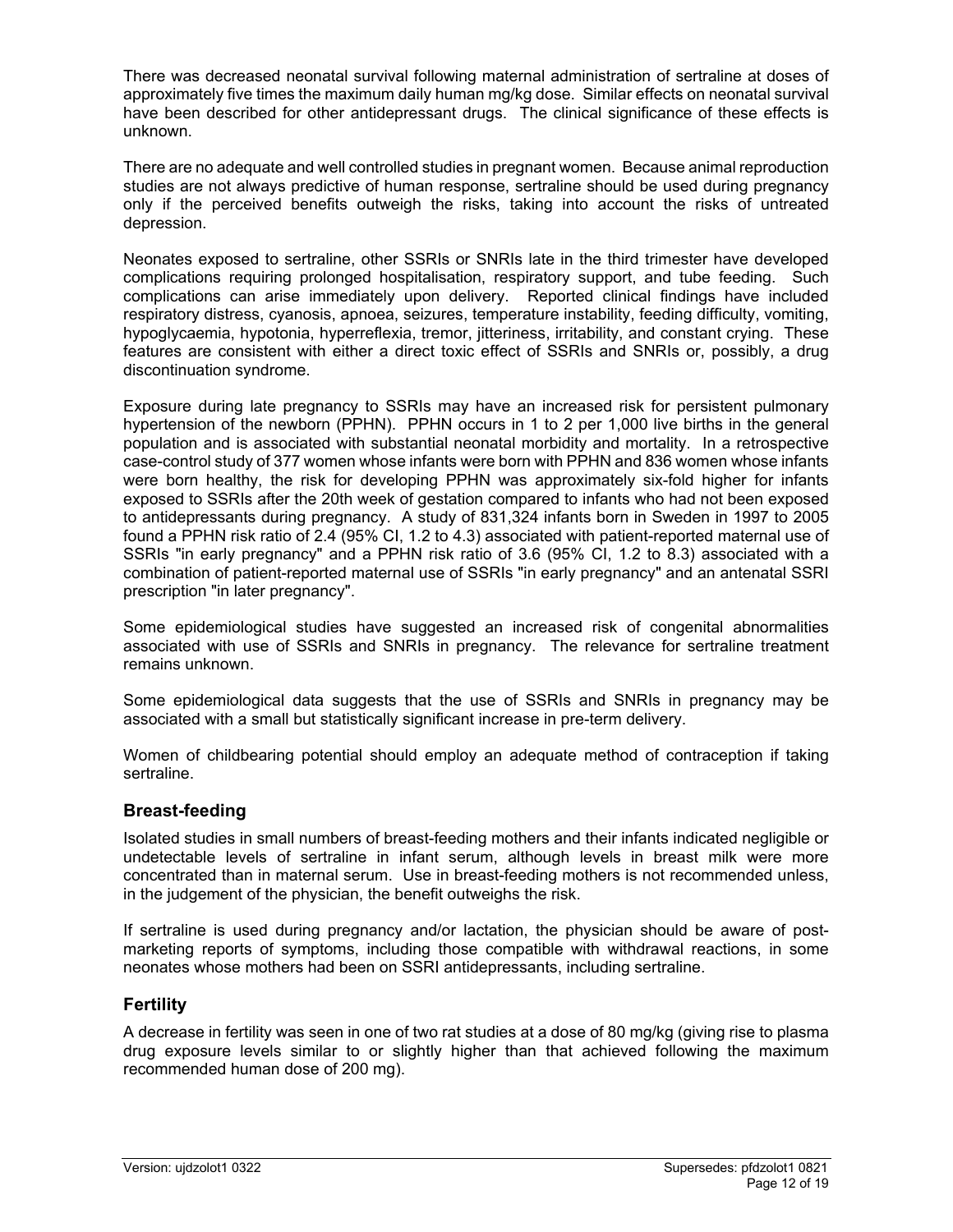There was decreased neonatal survival following maternal administration of sertraline at doses of approximately five times the maximum daily human mg/kg dose. Similar effects on neonatal survival have been described for other antidepressant drugs. The clinical significance of these effects is unknown.

There are no adequate and well controlled studies in pregnant women. Because animal reproduction studies are not always predictive of human response, sertraline should be used during pregnancy only if the perceived benefits outweigh the risks, taking into account the risks of untreated depression.

Neonates exposed to sertraline, other SSRIs or SNRIs late in the third trimester have developed complications requiring prolonged hospitalisation, respiratory support, and tube feeding. Such complications can arise immediately upon delivery. Reported clinical findings have included respiratory distress, cyanosis, apnoea, seizures, temperature instability, feeding difficulty, vomiting, hypoglycaemia, hypotonia, hyperreflexia, tremor, jitteriness, irritability, and constant crying. These features are consistent with either a direct toxic effect of SSRIs and SNRIs or, possibly, a drug discontinuation syndrome.

Exposure during late pregnancy to SSRIs may have an increased risk for persistent pulmonary hypertension of the newborn (PPHN). PPHN occurs in 1 to 2 per 1,000 live births in the general population and is associated with substantial neonatal morbidity and mortality. In a retrospective case-control study of 377 women whose infants were born with PPHN and 836 women whose infants were born healthy, the risk for developing PPHN was approximately six-fold higher for infants exposed to SSRIs after the 20th week of gestation compared to infants who had not been exposed to antidepressants during pregnancy. A study of 831,324 infants born in Sweden in 1997 to 2005 found a PPHN risk ratio of 2.4 (95% CI, 1.2 to 4.3) associated with patient-reported maternal use of SSRIs "in early pregnancy" and a PPHN risk ratio of 3.6 (95% CI, 1.2 to 8.3) associated with a combination of patient-reported maternal use of SSRIs "in early pregnancy" and an antenatal SSRI prescription "in later pregnancy".

Some epidemiological studies have suggested an increased risk of congenital abnormalities associated with use of SSRIs and SNRIs in pregnancy. The relevance for sertraline treatment remains unknown.

Some epidemiological data suggests that the use of SSRIs and SNRIs in pregnancy may be associated with a small but statistically significant increase in pre-term delivery.

Women of childbearing potential should employ an adequate method of contraception if taking sertraline.

## Breast-feeding

Isolated studies in small numbers of breast-feeding mothers and their infants indicated negligible or undetectable levels of sertraline in infant serum, although levels in breast milk were more concentrated than in maternal serum. Use in breast-feeding mothers is not recommended unless, in the judgement of the physician, the benefit outweighs the risk.

If sertraline is used during pregnancy and/or lactation, the physician should be aware of post-marketing reports of symptoms, including those compatible with withdrawal reactions, in some neonates whose mothers had been on SSRI antidepressants, including sertraline.

## Fertility

A decrease in fertility was seen in one of two rat studies at a dose of 80 mg/kg (giving rise to plasma drug exposure levels similar to or slightly higher than that achieved following the maximum recommended human dose of 200 mg).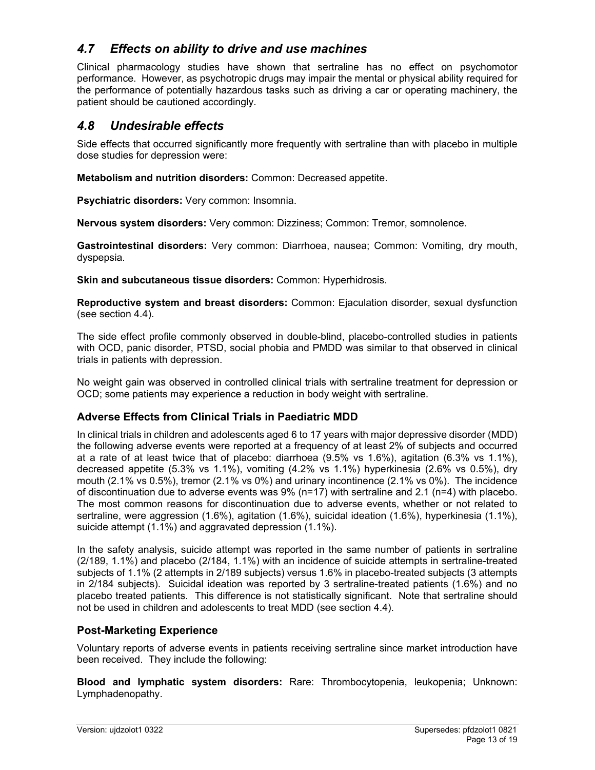## *4.7 Effects on ability to drive and use machines*

Clinical pharmacology studies have shown that sertraline has no effect on psychomotor performance. However, as psychotropic drugs may impair the mental or physical ability required for the performance of potentially hazardous tasks such as driving a car or operating machinery, the patient should be cautioned accordingly.

## *4.8 Undesirable effects*

Side effects that occurred significantly more frequently with sertraline than with placebo in multiple dose studies for depression were:

**Metabolism and nutrition disorders:** Common: Decreased appetite.

**Psychiatric disorders:** Very common: Insomnia.

**Nervous system disorders:** Very common: Dizziness; Common: Tremor, somnolence.

**Gastrointestinal disorders:** Very common: Diarrhoea, nausea; Common: Vomiting, dry mouth, dyspepsia.

**Skin and subcutaneous tissue disorders:** Common: Hyperhidrosis.

**Reproductive system and breast disorders:** Common: Ejaculation disorder, sexual dysfunction (see section 4.4).

The side effect profile commonly observed in double-blind, placebo-controlled studies in patients with OCD, panic disorder, PTSD, social phobia and PMDD was similar to that observed in clinical trials in patients with depression.

No weight gain was observed in controlled clinical trials with sertraline treatment for depression or OCD; some patients may experience a reduction in body weight with sertraline.

### Adverse Effects from Clinical Trials in Paediatric MDD

In clinical trials in children and adolescents aged 6 to 17 years with major depressive disorder (MDD) the following adverse events were reported at a frequency of at least 2% of subjects and occurred at a rate of at least twice that of placebo: diarrhoea (9.5% vs 1.6%), agitation (6.3% vs 1.1%), decreased appetite (5.3% vs 1.1%), vomiting (4.2% vs 1.1%) hyperkinesia (2.6% vs 0.5%), dry mouth (2.1% vs 0.5%), tremor (2.1% vs 0%) and urinary incontinence (2.1% vs 0%). The incidence of discontinuation due to adverse events was 9% (n=17) with sertraline and 2.1 (n=4) with placebo. The most common reasons for discontinuation due to adverse events, whether or not related to sertraline, were aggression (1.6%), agitation (1.6%), suicidal ideation (1.6%), hyperkinesia (1.1%), suicide attempt (1.1%) and aggravated depression (1.1%).

In the safety analysis, suicide attempt was reported in the same number of patients in sertraline (2/189, 1.1%) and placebo (2/184, 1.1%) with an incidence of suicide attempts in sertraline-treated subjects of 1.1% (2 attempts in 2/189 subjects) versus 1.6% in placebo-treated subjects (3 attempts in 2/184 subjects). Suicidal ideation was reported by 3 sertraline-treated patients (1.6%) and no placebo treated patients. This difference is not statistically significant. Note that sertraline should not be used in children and adolescents to treat MDD (see section 4.4).

### Post-Marketing Experience

Voluntary reports of adverse events in patients receiving sertraline since market introduction have been received. They include the following:

**Blood and lymphatic system disorders:** Rare: Thrombocytopenia, leukopenia; Unknown: Lymphadenopathy.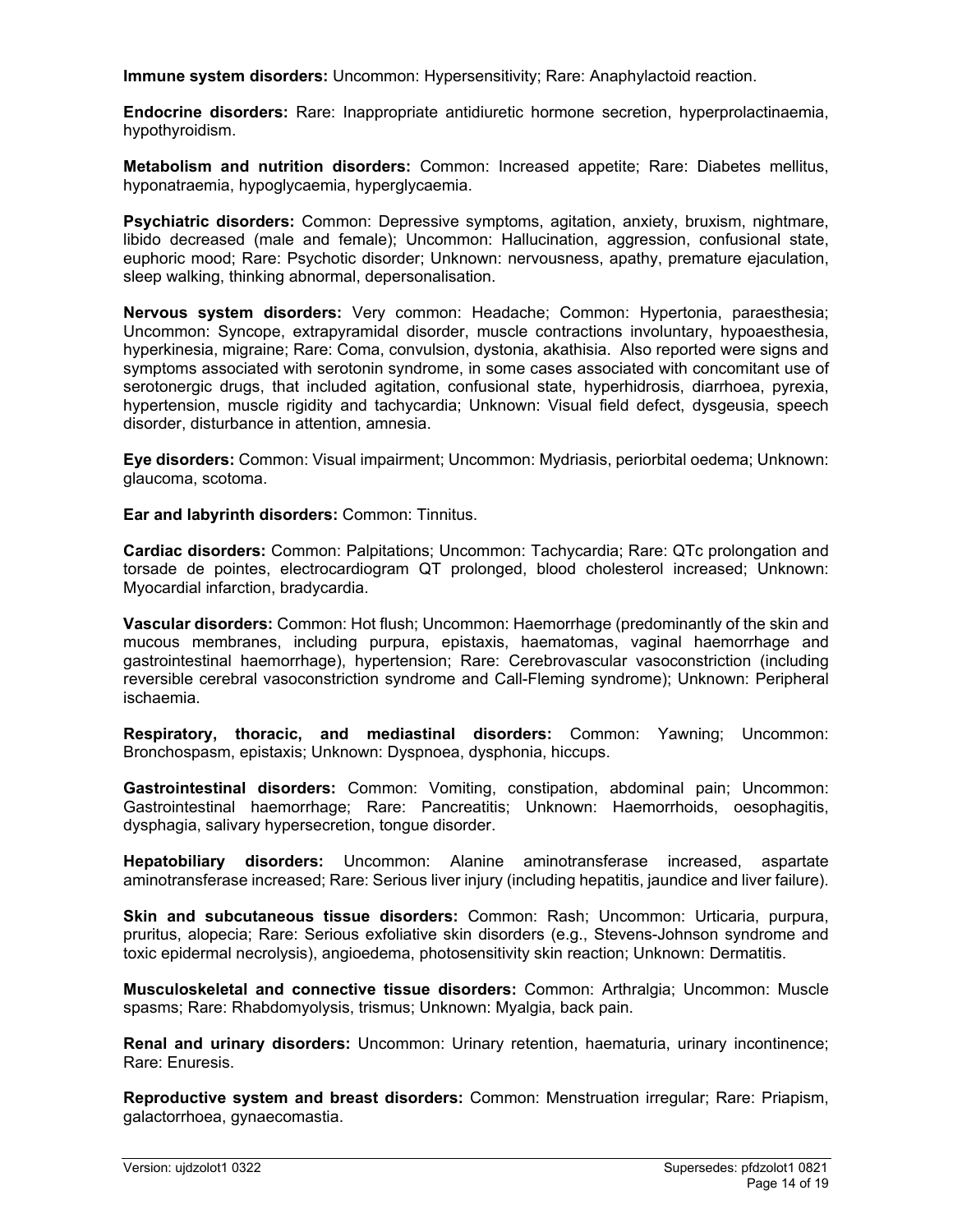**Immune system disorders:** Uncommon: Hypersensitivity; Rare: Anaphylactoid reaction.

**Endocrine disorders:** Rare: Inappropriate antidiuretic hormone secretion, hyperprolactinaemia, hypothyroidism.

**Metabolism and nutrition disorders:** Common: Increased appetite; Rare: Diabetes mellitus, hyponatraemia, hypoglycaemia, hyperglycaemia.

**Psychiatric disorders:** Common: Depressive symptoms, agitation, anxiety, bruxism, nightmare, libido decreased (male and female); Uncommon: Hallucination, aggression, confusional state, euphoric mood; Rare: Psychotic disorder; Unknown: nervousness, apathy, premature ejaculation, sleep walking, thinking abnormal, depersonalisation.

**Nervous system disorders:** Very common: Headache; Common: Hypertonia, paraesthesia; Uncommon: Syncope, extrapyramidal disorder, muscle contractions involuntary, hypoaesthesia, hyperkinesia, migraine; Rare: Coma, convulsion, dystonia, akathisia. Also reported were signs and symptoms associated with serotonin syndrome, in some cases associated with concomitant use of serotonergic drugs, that included agitation, confusional state, hyperhidrosis, diarrhoea, pyrexia, hypertension, muscle rigidity and tachycardia; Unknown: Visual field defect, dysgeusia, speech disorder, disturbance in attention, amnesia.

**Eye disorders:** Common: Visual impairment; Uncommon: Mydriasis, periorbital oedema; Unknown: glaucoma, scotoma.

**Ear and labyrinth disorders:** Common: Tinnitus.

**Cardiac disorders:** Common: Palpitations; Uncommon: Tachycardia; Rare: QTc prolongation and torsade de pointes, electrocardiogram QT prolonged, blood cholesterol increased; Unknown: Myocardial infarction, bradycardia.

**Vascular disorders:** Common: Hot flush; Uncommon: Haemorrhage (predominantly of the skin and mucous membranes, including purpura, epistaxis, haematomas, vaginal haemorrhage and gastrointestinal haemorrhage), hypertension; Rare: Cerebrovascular vasoconstriction (including reversible cerebral vasoconstriction syndrome and Call-Fleming syndrome); Unknown: Peripheral ischaemia.

**Respiratory, thoracic, and mediastinal disorders:** Common: Yawning; Uncommon: Bronchospasm, epistaxis; Unknown: Dyspnoea, dysphonia, hiccups.

**Gastrointestinal disorders:** Common: Vomiting, constipation, abdominal pain; Uncommon: Gastrointestinal haemorrhage; Rare: Pancreatitis; Unknown: Haemorrhoids, oesophagitis, dysphagia, salivary hypersecretion, tongue disorder.

**Hepatobiliary disorders:** Uncommon: Alanine aminotransferase increased, aspartate aminotransferase increased; Rare: Serious liver injury (including hepatitis, jaundice and liver failure).

**Skin and subcutaneous tissue disorders:** Common: Rash; Uncommon: Urticaria, purpura, pruritus, alopecia; Rare: Serious exfoliative skin disorders (e.g., Stevens-Johnson syndrome and toxic epidermal necrolysis), angioedema, photosensitivity skin reaction; Unknown: Dermatitis.

**Musculoskeletal and connective tissue disorders:** Common: Arthralgia; Uncommon: Muscle spasms; Rare: Rhabdomyolysis, trismus; Unknown: Myalgia, back pain.

**Renal and urinary disorders:** Uncommon: Urinary retention, haematuria, urinary incontinence; Rare: Enuresis.

**Reproductive system and breast disorders:** Common: Menstruation irregular; Rare: Priapism, galactorrhoea, gynaecomastia.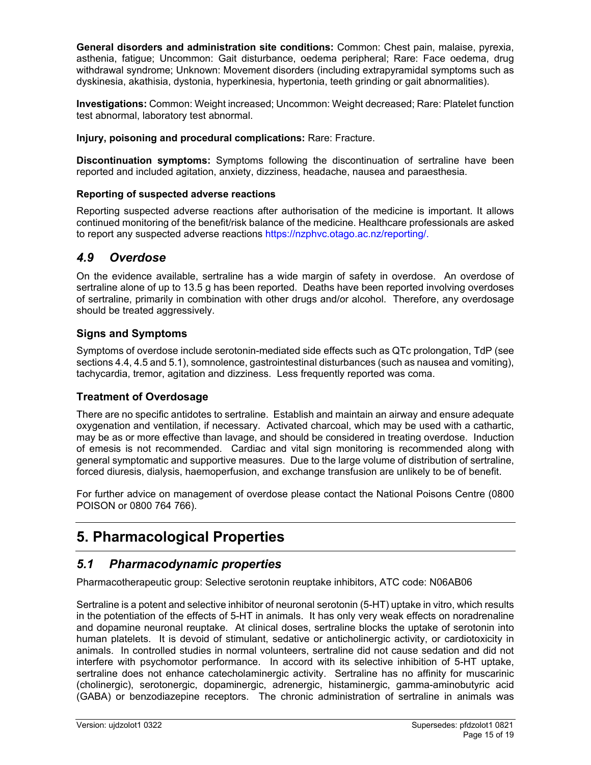**General disorders and administration site conditions:** Common: Chest pain, malaise, pyrexia, asthenia, fatigue; Uncommon: Gait disturbance, oedema peripheral; Rare: Face oedema, drug withdrawal syndrome; Unknown: Movement disorders (including extrapyramidal symptoms such as dyskinesia, akathisia, dystonia, hyperkinesia, hypertonia, teeth grinding or gait abnormalities).

**Investigations:** Common: Weight increased; Uncommon: Weight decreased; Rare: Platelet function test abnormal, laboratory test abnormal.

**Injury, poisoning and procedural complications:** Rare: Fracture.

**Discontinuation symptoms:** Symptoms following the discontinuation of sertraline have been reported and included agitation, anxiety, dizziness, headache, nausea and paraesthesia.

**Reporting of suspected adverse reactions**

Reporting suspected adverse reactions after authorisation of the medicine is important. It allows continued monitoring of the benefit/risk balance of the medicine. Healthcare professionals are asked to report any suspected adverse reactions https://nzphvc.otago.ac.nz/reporting/.

## *4.9 Overdose*

On the evidence available, sertraline has a wide margin of safety in overdose. An overdose of sertraline alone of up to 13.5 g has been reported. Deaths have been reported involving overdoses of sertraline, primarily in combination with other drugs and/or alcohol. Therefore, any overdosage should be treated aggressively.

### Signs and Symptoms

Symptoms of overdose include serotonin-mediated side effects such as QTc prolongation, TdP (see sections 4.4, 4.5 and 5.1), somnolence, gastrointestinal disturbances (such as nausea and vomiting), tachycardia, tremor, agitation and dizziness. Less frequently reported was coma.

### Treatment of Overdosage

There are no specific antidotes to sertraline. Establish and maintain an airway and ensure adequate oxygenation and ventilation, if necessary. Activated charcoal, which may be used with a cathartic, may be as or more effective than lavage, and should be considered in treating overdose. Induction of emesis is not recommended. Cardiac and vital sign monitoring is recommended along with general symptomatic and supportive measures. Due to the large volume of distribution of sertraline, forced diuresis, dialysis, haemoperfusion, and exchange transfusion are unlikely to be of benefit.

For further advice on management of overdose please contact the National Poisons Centre (0800 POISON or 0800 764 766).

# 5. Pharmacological Properties

## *5.1 Pharmacodynamic properties*

Pharmacotherapeutic group: Selective serotonin reuptake inhibitors, ATC code: N06AB06

Sertraline is a potent and selective inhibitor of neuronal serotonin (5-HT) uptake in vitro, which results in the potentiation of the effects of 5-HT in animals. It has only very weak effects on noradrenaline and dopamine neuronal reuptake. At clinical doses, sertraline blocks the uptake of serotonin into human platelets. It is devoid of stimulant, sedative or anticholinergic activity, or cardiotoxicity in animals. In controlled studies in normal volunteers, sertraline did not cause sedation and did not interfere with psychomotor performance. In accord with its selective inhibition of 5-HT uptake, sertraline does not enhance catecholaminergic activity. Sertraline has no affinity for muscarinic (cholinergic), serotonergic, dopaminergic, adrenergic, histaminergic, gamma-aminobutyric acid (GABA) or benzodiazepine receptors. The chronic administration of sertraline in animals was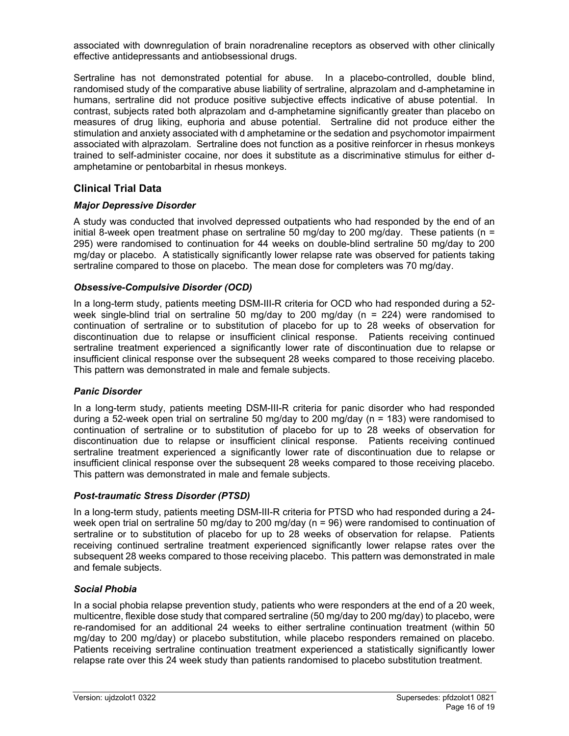associated with downregulation of brain noradrenaline receptors as observed with other clinically effective antidepressants and antiobsessional drugs.

Sertraline has not demonstrated potential for abuse. In a placebo-controlled, double blind, randomised study of the comparative abuse liability of sertraline, alprazolam and d-amphetamine in humans, sertraline did not produce positive subjective effects indicative of abuse potential. In contrast, subjects rated both alprazolam and d-amphetamine significantly greater than placebo on measures of drug liking, euphoria and abuse potential. Sertraline did not produce either the stimulation and anxiety associated with d amphetamine or the sedation and psychomotor impairment associated with alprazolam. Sertraline does not function as a positive reinforcer in rhesus monkeys trained to self-administer cocaine, nor does it substitute as a discriminative stimulus for either d-amphetamine or pentobarbital in rhesus monkeys.

## Clinical Trial Data

### *Major Depressive Disorder*

A study was conducted that involved depressed outpatients who had responded by the end of an initial 8-week open treatment phase on sertraline 50 mg/day to 200 mg/day. These patients (n = 295) were randomised to continuation for 44 weeks on double-blind sertraline 50 mg/day to 200 mg/day or placebo. A statistically significantly lower relapse rate was observed for patients taking sertraline compared to those on placebo. The mean dose for completers was 70 mg/day.

### *Obsessive-Compulsive Disorder (OCD)*

In a long-term study, patients meeting DSM-III-R criteria for OCD who had responded during a 52-week single-blind trial on sertraline 50 mg/day to 200 mg/day (n = 224) were randomised to continuation of sertraline or to substitution of placebo for up to 28 weeks of observation for discontinuation due to relapse or insufficient clinical response. Patients receiving continued sertraline treatment experienced a significantly lower rate of discontinuation due to relapse or insufficient clinical response over the subsequent 28 weeks compared to those receiving placebo. This pattern was demonstrated in male and female subjects.

### *Panic Disorder*

In a long-term study, patients meeting DSM-III-R criteria for panic disorder who had responded during a 52-week open trial on sertraline 50 mg/day to 200 mg/day (n = 183) were randomised to continuation of sertraline or to substitution of placebo for up to 28 weeks of observation for discontinuation due to relapse or insufficient clinical response. Patients receiving continued sertraline treatment experienced a significantly lower rate of discontinuation due to relapse or insufficient clinical response over the subsequent 28 weeks compared to those receiving placebo. This pattern was demonstrated in male and female subjects.

### *Post-traumatic Stress Disorder (PTSD)*

In a long-term study, patients meeting DSM-III-R criteria for PTSD who had responded during a 24-week open trial on sertraline 50 mg/day to 200 mg/day (n = 96) were randomised to continuation of sertraline or to substitution of placebo for up to 28 weeks of observation for relapse. Patients receiving continued sertraline treatment experienced significantly lower relapse rates over the subsequent 28 weeks compared to those receiving placebo. This pattern was demonstrated in male and female subjects.

### *Social Phobia*

In a social phobia relapse prevention study, patients who were responders at the end of a 20 week, multicentre, flexible dose study that compared sertraline (50 mg/day to 200 mg/day) to placebo, were re-randomised for an additional 24 weeks to either sertraline continuation treatment (within 50 mg/day to 200 mg/day) or placebo substitution, while placebo responders remained on placebo. Patients receiving sertraline continuation treatment experienced a statistically significantly lower relapse rate over this 24 week study than patients randomised to placebo substitution treatment.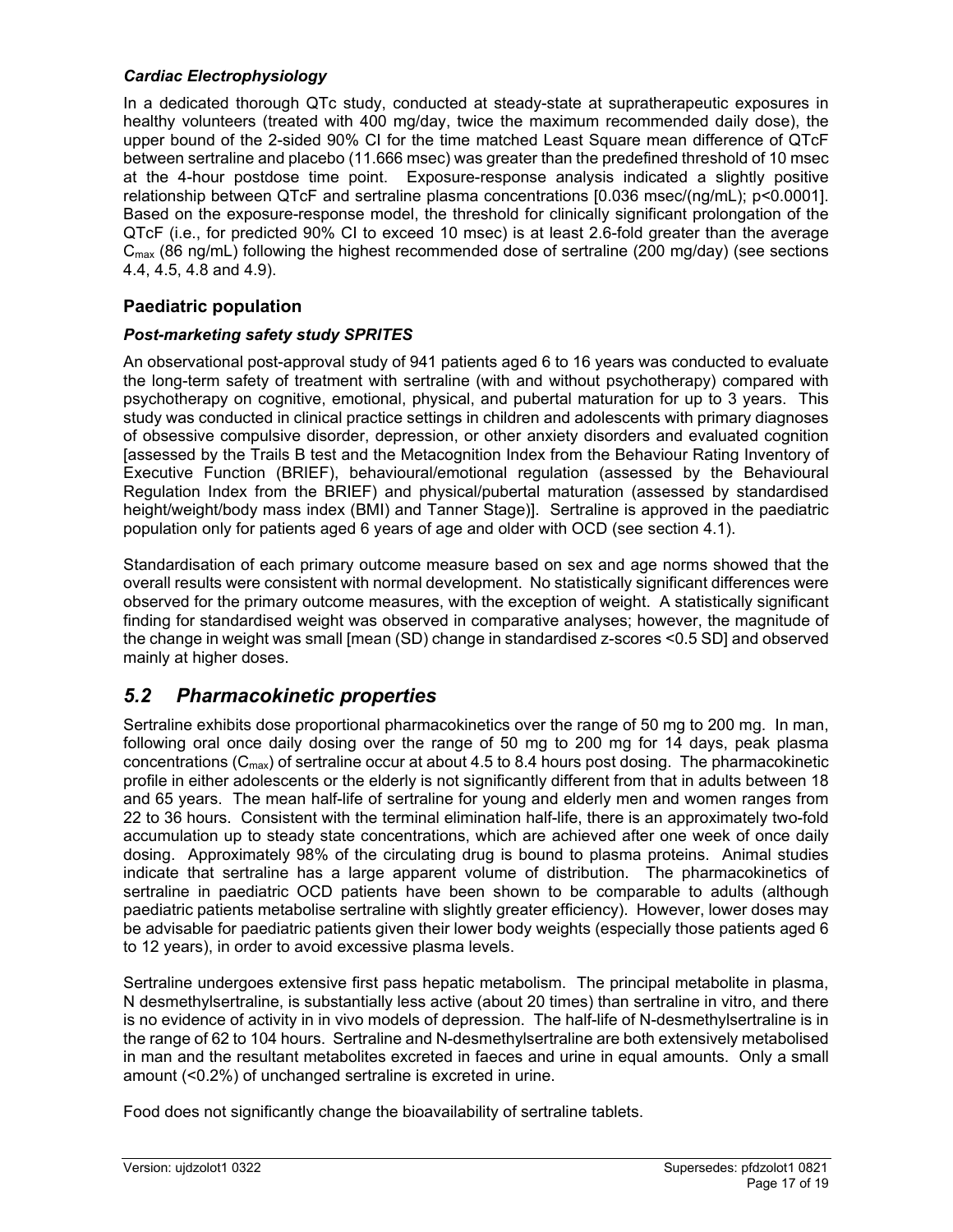#### *Cardiac Electrophysiology*

In a dedicated thorough QTc study, conducted at steady-state at supratherapeutic exposures in healthy volunteers (treated with 400 mg/day, twice the maximum recommended daily dose), the upper bound of the 2-sided 90% CI for the time matched Least Square mean difference of QTcF between sertraline and placebo (11.666 msec) was greater than the predefined threshold of 10 msec at the 4-hour postdose time point. Exposure-response analysis indicated a slightly positive relationship between QTcF and sertraline plasma concentrations [0.036 msec/(ng/mL); $p<0.0001$]. Based on the exposure-response model, the threshold for clinically significant prolongation of the QTcF (i.e., for predicted 90% CI to exceed 10 msec) is at least 2.6-fold greater than the average $C_{max}$ (86 ng/mL) following the highest recommended dose of sertraline (200 mg/day) (see sections 4.4, 4.5, 4.8 and 4.9).

### Paediatric population

#### *Post-marketing safety study SPRITES*

An observational post-approval study of 941 patients aged 6 to 16 years was conducted to evaluate the long-term safety of treatment with sertraline (with and without psychotherapy) compared with psychotherapy on cognitive, emotional, physical, and pubertal maturation for up to 3 years. This study was conducted in clinical practice settings in children and adolescents with primary diagnoses of obsessive compulsive disorder, depression, or other anxiety disorders and evaluated cognition [assessed by the Trails B test and the Metacognition Index from the Behaviour Rating Inventory of Executive Function (BRIEF), behavioural/emotional regulation (assessed by the Behavioural Regulation Index from the BRIEF) and physical/pubertal maturation (assessed by standardised height/weight/body mass index (BMI) and Tanner Stage)]. Sertraline is approved in the paediatric population only for patients aged 6 years of age and older with OCD (see section 4.1).

Standardisation of each primary outcome measure based on sex and age norms showed that the overall results were consistent with normal development. No statistically significant differences were observed for the primary outcome measures, with the exception of weight. A statistically significant finding for standardised weight was observed in comparative analyses; however, the magnitude of the change in weight was small [mean (SD) change in standardised z-scores <0.5 SD] and observed mainly at higher doses.

## *5.2 Pharmacokinetic properties*

Sertraline exhibits dose proportional pharmacokinetics over the range of 50 mg to 200 mg. In man, following oral once daily dosing over the range of 50 mg to 200 mg for 14 days, peak plasma concentrations ($C_{max}$) of sertraline occur at about 4.5 to 8.4 hours post dosing. The pharmacokinetic profile in either adolescents or the elderly is not significantly different from that in adults between 18 and 65 years. The mean half-life of sertraline for young and elderly men and women ranges from 22 to 36 hours. Consistent with the terminal elimination half-life, there is an approximately two-fold accumulation up to steady state concentrations, which are achieved after one week of once daily dosing. Approximately 98% of the circulating drug is bound to plasma proteins. Animal studies indicate that sertraline has a large apparent volume of distribution. The pharmacokinetics of sertraline in paediatric OCD patients have been shown to be comparable to adults (although paediatric patients metabolise sertraline with slightly greater efficiency). However, lower doses may be advisable for paediatric patients given their lower body weights (especially those patients aged 6 to 12 years), in order to avoid excessive plasma levels.

Sertraline undergoes extensive first pass hepatic metabolism. The principal metabolite in plasma, N desmethylsertraline, is substantially less active (about 20 times) than sertraline in vitro, and there is no evidence of activity in in vivo models of depression. The half-life of N-desmethylsertraline is in the range of 62 to 104 hours. Sertraline and N-desmethylsertraline are both extensively metabolised in man and the resultant metabolites excreted in faeces and urine in equal amounts. Only a small amount (<0.2%) of unchanged sertraline is excreted in urine.

Food does not significantly change the bioavailability of sertraline tablets.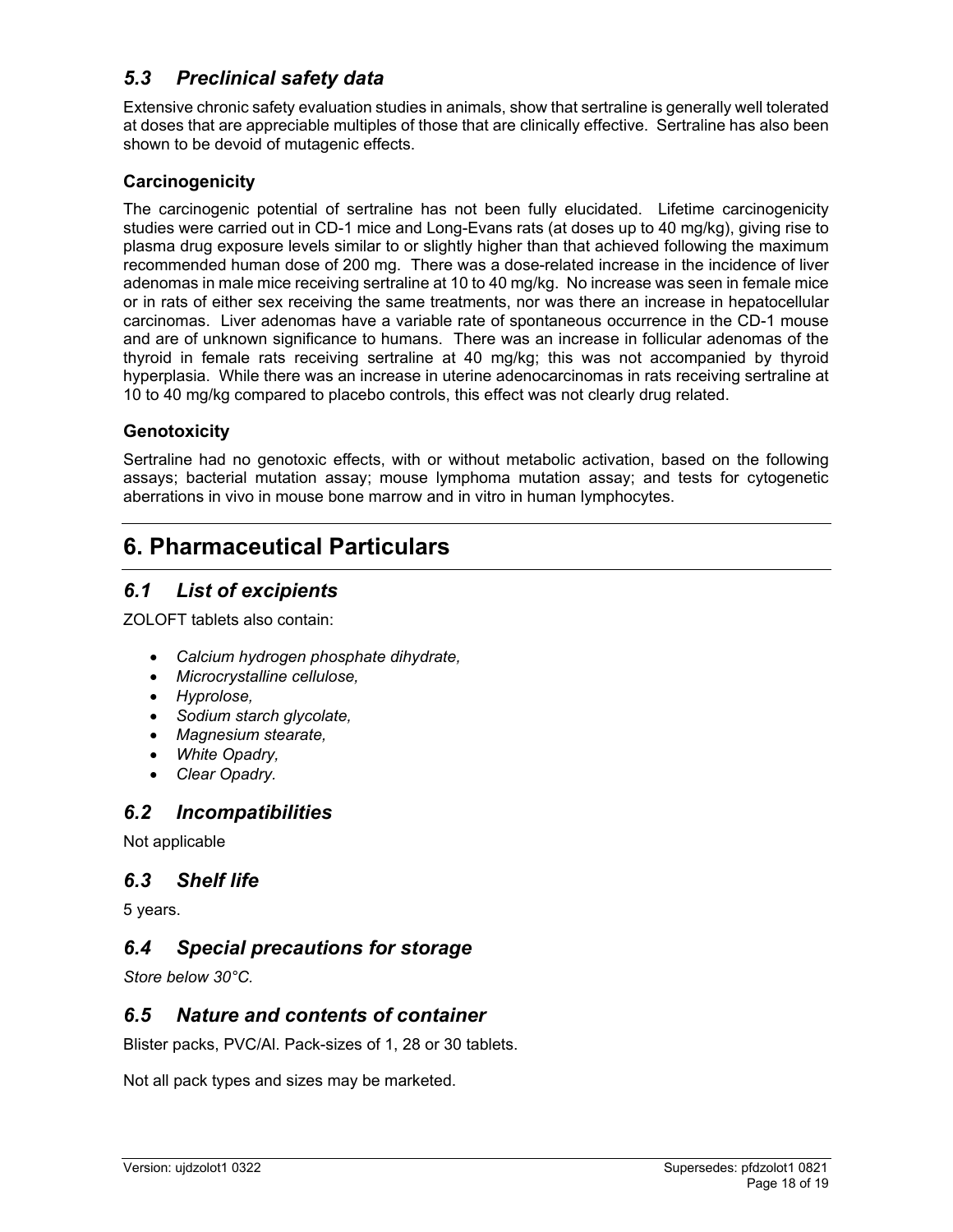## *5.3 Preclinical safety data*

Extensive chronic safety evaluation studies in animals, show that sertraline is generally well tolerated at doses that are appreciable multiples of those that are clinically effective. Sertraline has also been shown to be devoid of mutagenic effects.

### Carcinogenicity

The carcinogenic potential of sertraline has not been fully elucidated. Lifetime carcinogenicity studies were carried out in CD-1 mice and Long-Evans rats (at doses up to 40 mg/kg), giving rise to plasma drug exposure levels similar to or slightly higher than that achieved following the maximum recommended human dose of 200 mg. There was a dose-related increase in the incidence of liver adenomas in male mice receiving sertraline at 10 to 40 mg/kg. No increase was seen in female mice or in rats of either sex receiving the same treatments, nor was there an increase in hepatocellular carcinomas. Liver adenomas have a variable rate of spontaneous occurrence in the CD-1 mouse and are of unknown significance to humans. There was an increase in follicular adenomas of the thyroid in female rats receiving sertraline at 40 mg/kg; this was not accompanied by thyroid hyperplasia. While there was an increase in uterine adenocarcinomas in rats receiving sertraline at 10 to 40 mg/kg compared to placebo controls, this effect was not clearly drug related.

### Genotoxicity

Sertraline had no genotoxic effects, with or without metabolic activation, based on the following assays; bacterial mutation assay; mouse lymphoma mutation assay; and tests for cytogenetic aberrations in vivo in mouse bone marrow and in vitro in human lymphocytes.

# 6. Pharmaceutical Particulars

## *6.1 List of excipients*

ZOLOFT tablets also contain:

- *Calcium hydrogen phosphate dihydrate,*
- *Microcrystalline cellulose,*
- *Hyprolose,*
- *Sodium starch glycolate,*
- *Magnesium stearate,*
- *White Opadry,*
- *Clear Opadry.*

## *6.2 Incompatibilities*

Not applicable

## *6.3 Shelf life*

5 years.

## *6.4 Special precautions for storage*

*Store below 30°C.*

## *6.5 Nature and contents of container*

Blister packs, PVC/Al. Pack-sizes of 1, 28 or 30 tablets.

Not all pack types and sizes may be marketed.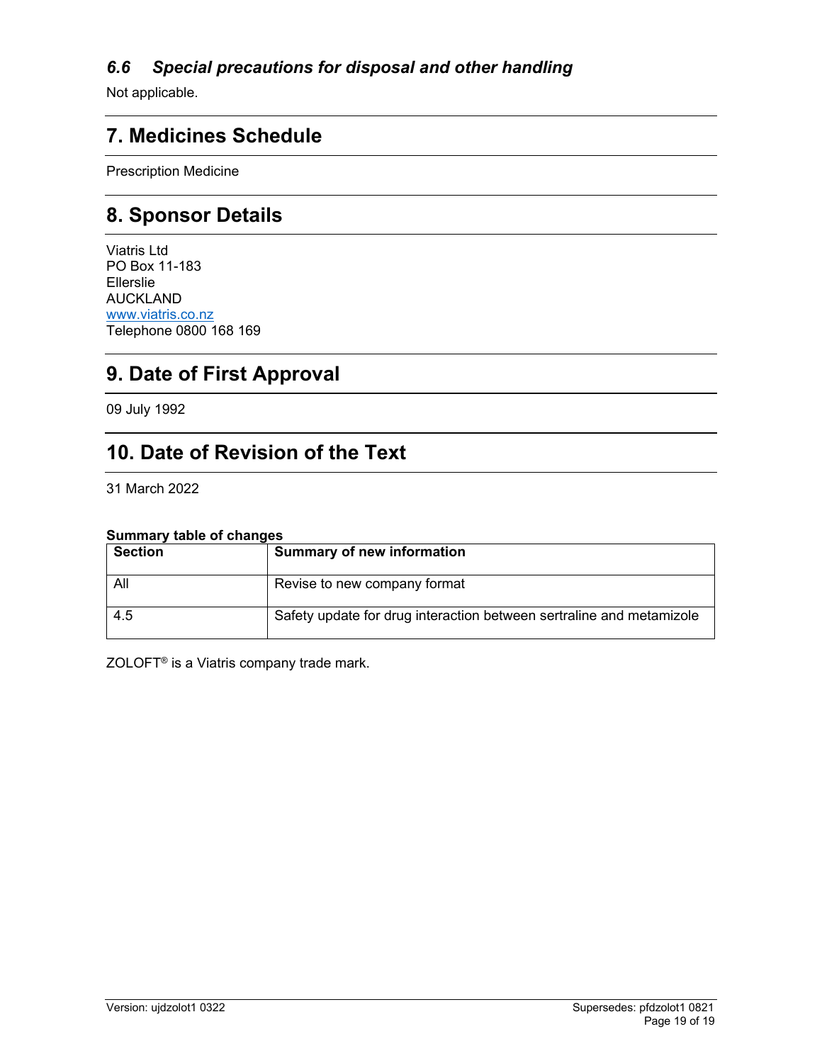### *6.6 Special precautions for disposal and other handling*

Not applicable.

## 7. Medicines Schedule

Prescription Medicine

## 8. Sponsor Details

Viatris Ltd
PO Box 11-183
Ellerslie
AUCKLAND
www.viatris.co.nz
Telephone 0800 168 169

## 9. Date of First Approval

09 July 1992

## 10. Date of Revision of the Text

31 March 2022

**Summary table of changes**

| Section | Summary of new information |
|---|---|
| All | Revise to new company format |
| 4.5 | Safety update for drug interaction between sertraline and metamizole |

ZOLOFT® is a Viatris company trade mark.

Version: ujdzolot1 0322 Supersedes: pfdzolot1 0821